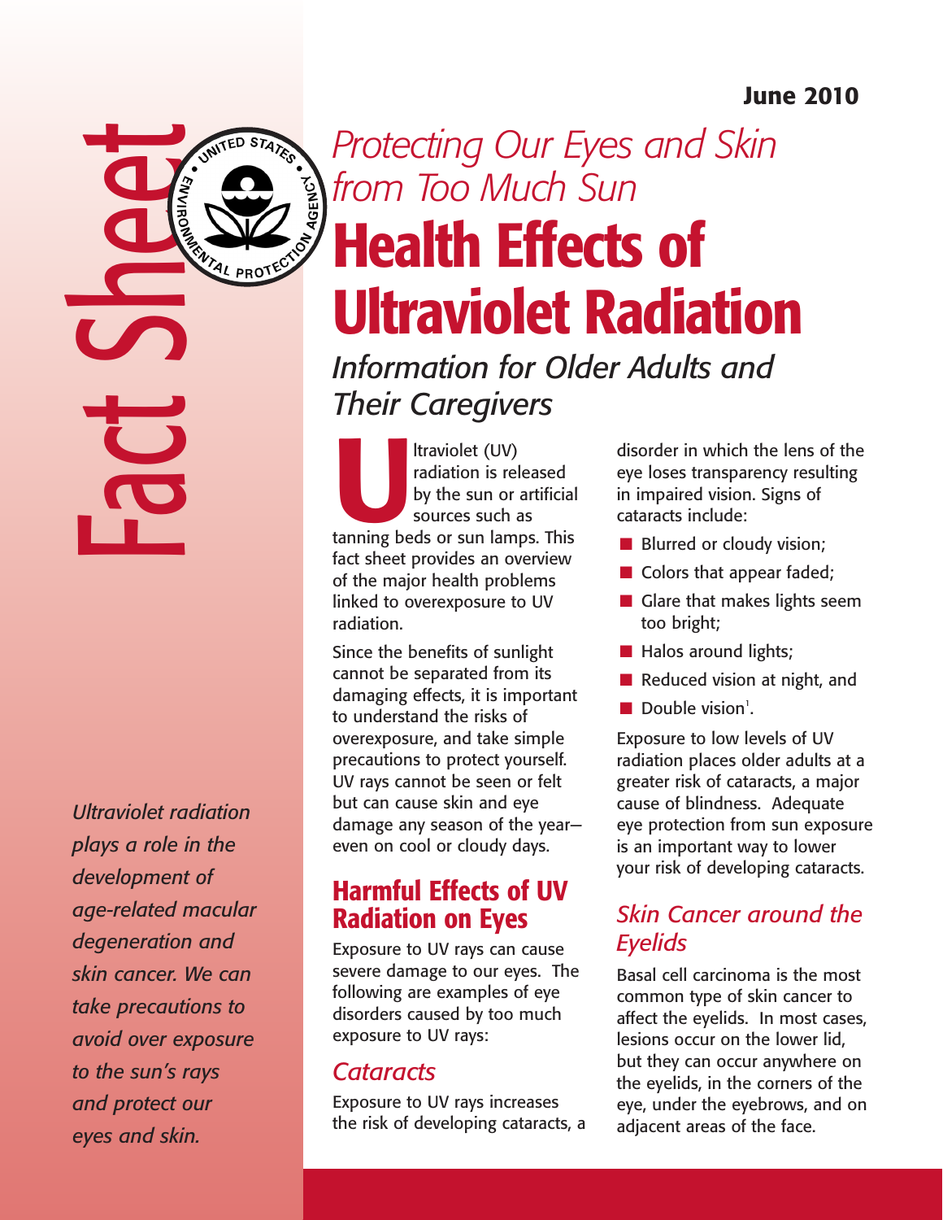June 2010

Fact Sheet

*Protecting Our Eyes and Skin from Too Much Sun*

# Health Effects of Ultraviolet Radiation

*Information for Older Adults and Their Caregivers*

*Ultraviolet radiation plays a role in the development of age-related macular degeneration and skin cancer. We can take precautions to avoid over exposure to the sun's rays and protect our eyes and skin.*

Ultraviolet (UV) radiation is released by the sun or artificial sources such as tanning beds or sun lamps. This fact sheet provides an overview of the major health problems linked to overexposure to UV radiation.

Since the benefits of sunlight cannot be separated from its damaging effects, it is important to understand the risks of overexposure, and take simple precautions to protect yourself. UV rays cannot be seen or felt but can cause skin and eye damage any season of the year—even on cool or cloudy days.

## Harmful Effects of UV Radiation on Eyes

Exposure to UV rays can cause severe damage to our eyes. The following are examples of eye disorders caused by too much exposure to UV rays:

### *Cataracts*

Exposure to UV rays increases the risk of developing cataracts, a disorder in which the lens of the eye loses transparency resulting in impaired vision. Signs of cataracts include:

- Blurred or cloudy vision;
- Colors that appear faded;
- Glare that makes lights seem too bright;
- Halos around lights;
- Reduced vision at night, and
- Double vision[1].

Exposure to low levels of UV radiation places older adults at a greater risk of cataracts, a major cause of blindness. Adequate eye protection from sun exposure is an important way to lower your risk of developing cataracts.

### *Skin Cancer around the Eyelids*

Basal cell carcinoma is the most common type of skin cancer to affect the eyelids. In most cases, lesions occur on the lower lid, but they can occur anywhere on the eyelids, in the corners of the eye, under the eyebrows, and on adjacent areas of the face.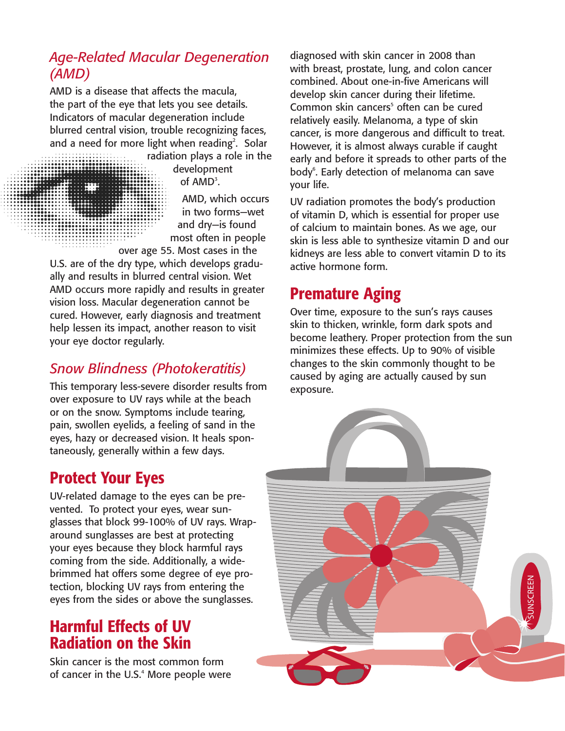## *Age-Related Macular Degeneration (AMD)*

AMD is a disease that affects the macula, the part of the eye that lets you see details. Indicators of macular degeneration include blurred central vision, trouble recognizing faces, and a need for more light when reading[2]. Solar radiation plays a role in the development of AMD[3].

AMD, which occurs in two forms—wet and dry—is found most often in people over age 55. Most cases in the U.S. are of the dry type, which develops gradually and results in blurred central vision. Wet AMD occurs more rapidly and results in greater vision loss. Macular degeneration cannot be cured. However, early diagnosis and treatment help lessen its impact, another reason to visit your eye doctor regularly.

## *Snow Blindness (Photokeratitis)*

This temporary less-severe disorder results from over exposure to UV rays while at the beach or on the snow. Symptoms include tearing, pain, swollen eyelids, a feeling of sand in the eyes, hazy or decreased vision. It heals spontaneously, generally within a few days.

# Protect Your Eyes

UV-related damage to the eyes can be prevented. To protect your eyes, wear sunglasses that block 99-100% of UV rays. Wrap-around sunglasses are best at protecting your eyes because they block harmful rays coming from the side. Additionally, a wide-brimmed hat offers some degree of eye protection, blocking UV rays from entering the eyes from the sides or above the sunglasses.

# Harmful Effects of UV Radiation on the Skin

Skin cancer is the most common form of cancer in the U.S.[4] More people were diagnosed with skin cancer in 2008 than with breast, prostate, lung, and colon cancer combined. About one-in-five Americans will develop skin cancer during their lifetime. Common skin cancers[5] often can be cured relatively easily. Melanoma, a type of skin cancer, is more dangerous and difficult to treat. However, it is almost always curable if caught early and before it spreads to other parts of the body[6]. Early detection of melanoma can save your life.

UV radiation promotes the body's production of vitamin D, which is essential for proper use of calcium to maintain bones. As we age, our skin is less able to synthesize vitamin D and our kidneys are less able to convert vitamin D to its active hormone form.

# Premature Aging

Over time, exposure to the sun's rays causes skin to thicken, wrinkle, form dark spots and become leathery. Proper protection from the sun minimizes these effects. Up to 90% of visible changes to the skin commonly thought to be caused by aging are actually caused by sun exposure.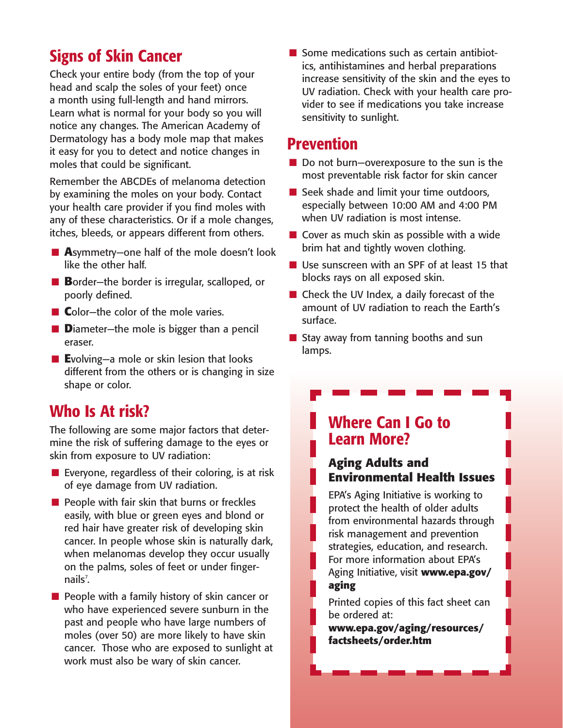## Signs of Skin Cancer

Check your entire body (from the top of your head and scalp the soles of your feet) once a month using full-length and hand mirrors. Learn what is normal for your body so you will notice any changes. The American Academy of Dermatology has a body mole map that makes it easy for you to detect and notice changes in moles that could be significant.

Remember the ABCDEs of melanoma detection by examining the moles on your body. Contact your health care provider if you find moles with any of these characteristics. Or if a mole changes, itches, bleeds, or appears different from others.

- **A**symmetry—one half of the mole doesn't look like the other half.
- **B**order—the border is irregular, scalloped, or poorly defined.
- **C**olor—the color of the mole varies.
- **D**iameter—the mole is bigger than a pencil eraser.
- **E**volving—a mole or skin lesion that looks different from the others or is changing in size shape or color.

## Who Is At risk?

The following are some major factors that determine the risk of suffering damage to the eyes or skin from exposure to UV radiation:

- Everyone, regardless of their coloring, is at risk of eye damage from UV radiation.
- People with fair skin that burns or freckles easily, with blue or green eyes and blond or red hair have greater risk of developing skin cancer. In people whose skin is naturally dark, when melanomas develop they occur usually on the palms, soles of feet or under fingernails[7].
- People with a family history of skin cancer or who have experienced severe sunburn in the past and people who have large numbers of moles (over 50) are more likely to have skin cancer. Those who are exposed to sunlight at work must also be wary of skin cancer.
- Some medications such as certain antibiotics, antihistamines and herbal preparations increase sensitivity of the skin and the eyes to UV radiation. Check with your health care provider to see if medications you take increase sensitivity to sunlight.

## Prevention

- Do not burn—overexposure to the sun is the most preventable risk factor for skin cancer
- Seek shade and limit your time outdoors, especially between 10:00 AM and 4:00 PM when UV radiation is most intense.
- Cover as much skin as possible with a wide brim hat and tightly woven clothing.
- Use sunscreen with an SPF of at least 15 that blocks rays on all exposed skin.
- Check the UV Index, a daily forecast of the amount of UV radiation to reach the Earth's surface.
- Stay away from tanning booths and sun lamps.

## Where Can I Go to Learn More?

### Aging Adults and Environmental Health Issues

EPA's Aging Initiative is working to protect the health of older adults from environmental hazards through risk management and prevention strategies, education, and research. For more information about EPA's Aging Initiative, visit **www.epa.gov/aging**

Printed copies of this fact sheet can be ordered at: **www.epa.gov/aging/resources/factsheets/order.htm**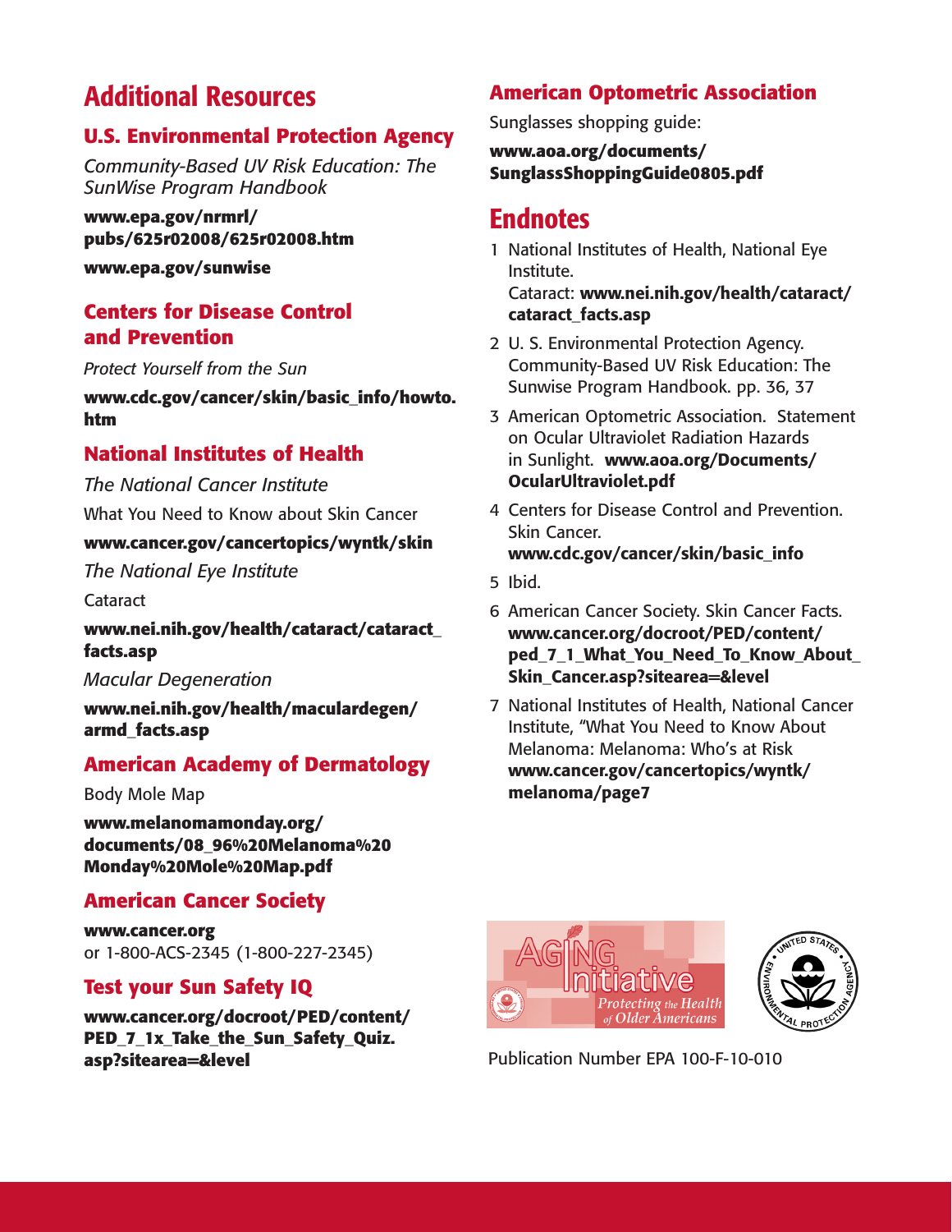# Additional Resources

## U.S. Environmental Protection Agency

*Community-Based UV Risk Education: The SunWise Program Handbook*

**www.epa.gov/nrmrl/pubs/625r02008/625r02008.htm**

**www.epa.gov/sunwise**

## Centers for Disease Control and Prevention

*Protect Yourself from the Sun*

**www.cdc.gov/cancer/skin/basic_info/howto.htm**

## National Institutes of Health

*The National Cancer Institute*

What You Need to Know about Skin Cancer

**www.cancer.gov/cancertopics/wyntk/skin**

*The National Eye Institute*

Cataract

**www.nei.nih.gov/health/cataract/cataract_facts.asp**

*Macular Degeneration*

**www.nei.nih.gov/health/maculardegen/armd_facts.asp**

## American Academy of Dermatology

Body Mole Map

**www.melanomamonday.org/documents/08_96%20Melanoma%20Monday%20Mole%20Map.pdf**

## American Cancer Society

**www.cancer.org**
or 1-800-ACS-2345 (1-800-227-2345)

## Test your Sun Safety IQ

**www.cancer.org/docroot/PED/content/PED_7_1x_Take_the_Sun_Safety_Quiz.asp?sitearea=&level**

## American Optometric Association

Sunglasses shopping guide:

**www.aoa.org/documents/SunglassShoppingGuide0805.pdf**

# Endnotes

1. National Institutes of Health, National Eye Institute.
   Cataract: **www.nei.nih.gov/health/cataract/cataract_facts.asp**
2. U. S. Environmental Protection Agency. Community-Based UV Risk Education: The Sunwise Program Handbook. pp. 36, 37
3. American Optometric Association. Statement on Ocular Ultraviolet Radiation Hazards in Sunlight. **www.aoa.org/Documents/OcularUltraviolet.pdf**
4. Centers for Disease Control and Prevention. Skin Cancer. **www.cdc.gov/cancer/skin/basic_info**
5. Ibid.
6. American Cancer Society. Skin Cancer Facts. **www.cancer.org/docroot/PED/content/ped_7_1_What_You_Need_To_Know_About_Skin_Cancer.asp?sitearea=&level**
7. National Institutes of Health, National Cancer Institute, "What You Need to Know About Melanoma: Melanoma: Who's at Risk **www.cancer.gov/cancertopics/wyntk/melanoma/page7**

AGING Initiative
Protecting the Health of Older Americans

Publication Number EPA 100-F-10-010